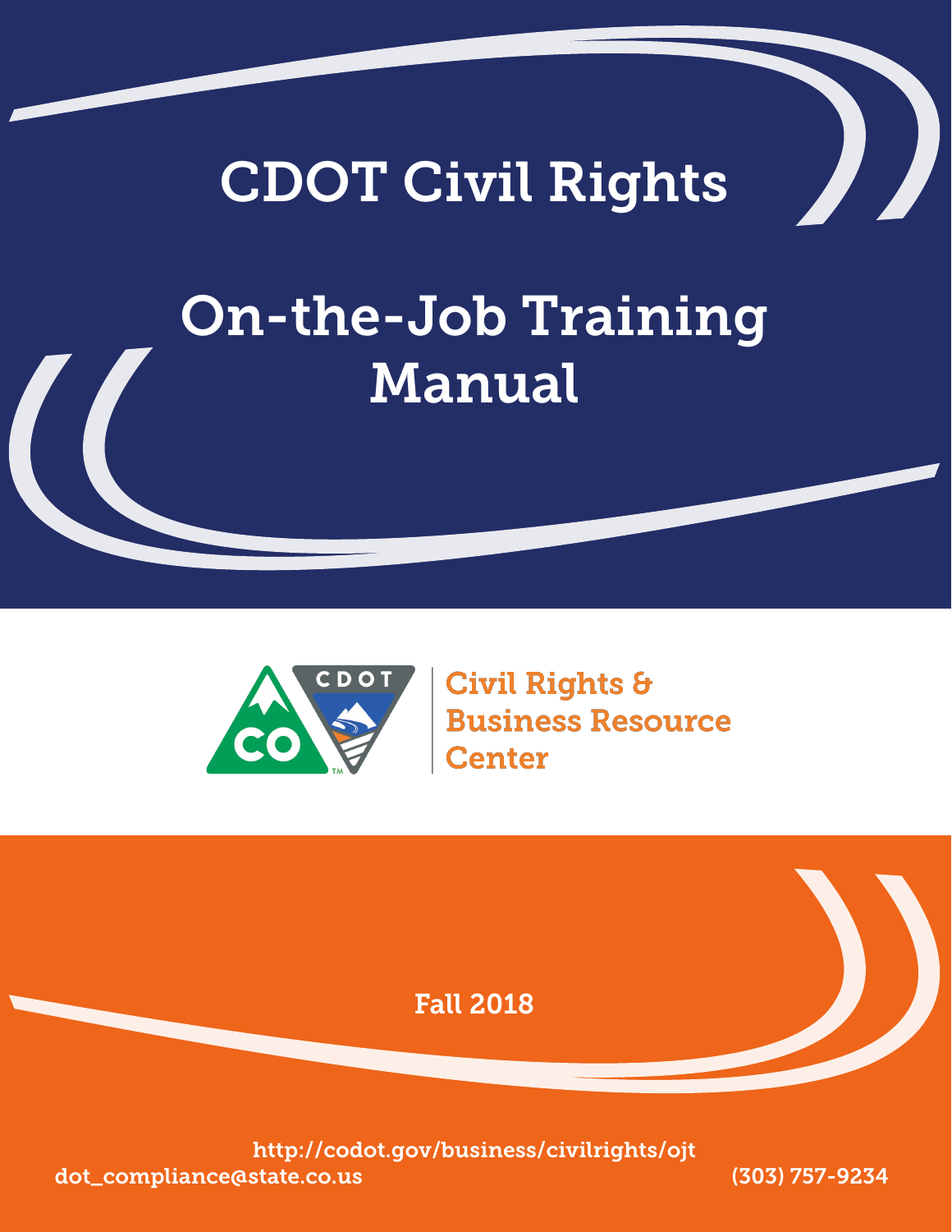# CDOT Civil Rights

# On-the-Job Training Manual

Civil Rights & Business Resource Center

Fall 2018

http://codot.gov/business/civilrights/ojt

dot_compliance@state.co.us

(303) 757-9234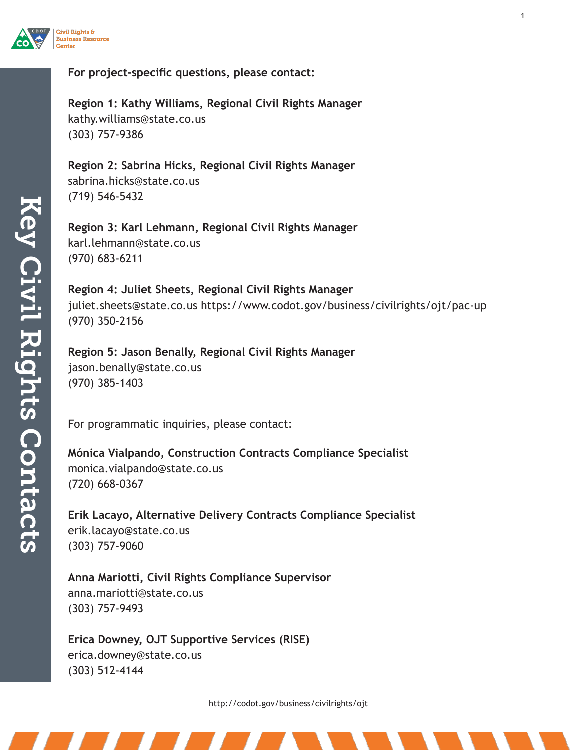# Key Civil Rights Contacts

**For project-specific questions, please contact:**

**Region 1: Kathy Williams, Regional Civil Rights Manager**
kathy.williams@state.co.us
(303) 757-9386

**Region 2: Sabrina Hicks, Regional Civil Rights Manager**
sabrina.hicks@state.co.us
(719) 546-5432

**Region 3: Karl Lehmann, Regional Civil Rights Manager**
karl.lehmann@state.co.us
(970) 683-6211

**Region 4: Juliet Sheets, Regional Civil Rights Manager**
juliet.sheets@state.co.us https://www.codot.gov/business/civilrights/ojt/pac-up
(970) 350-2156

**Region 5: Jason Benally, Regional Civil Rights Manager**
jason.benally@state.co.us
(970) 385-1403

For programmatic inquiries, please contact:

**Mónica Vialpando, Construction Contracts Compliance Specialist**
monica.vialpando@state.co.us
(720) 668-0367

**Erik Lacayo, Alternative Delivery Contracts Compliance Specialist**
erik.lacayo@state.co.us
(303) 757-9060

**Anna Mariotti, Civil Rights Compliance Supervisor**
anna.mariotti@state.co.us
(303) 757-9493

**Erica Downey, OJT Supportive Services (RISE)**
erica.downey@state.co.us
(303) 512-4144

http://codot.gov/business/civilrights/ojt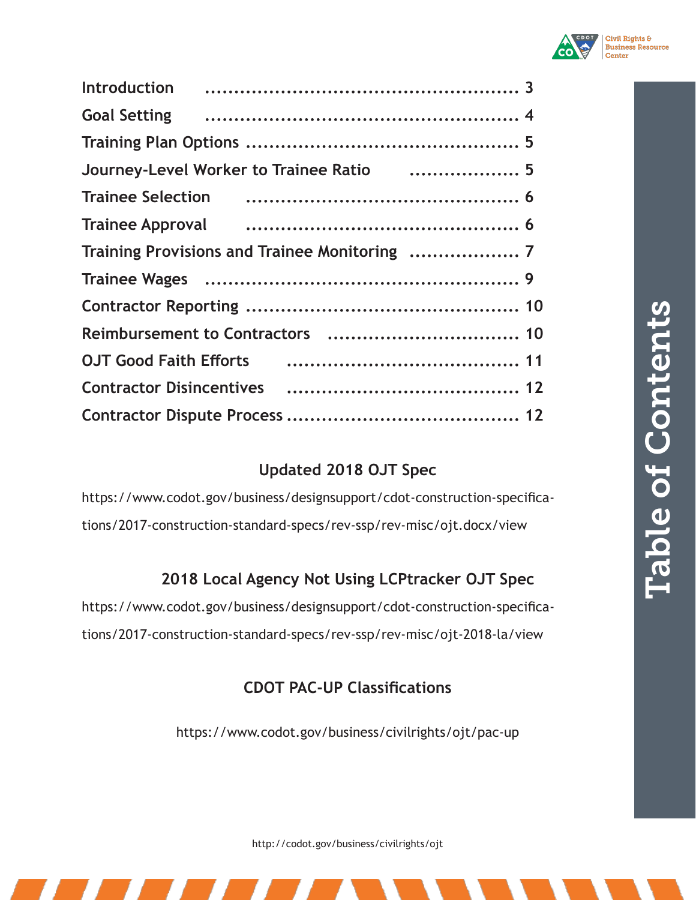# Table of Contents

| | |
|---|---|
| Introduction | 3 |
| Goal Setting | 4 |
| Training Plan Options | 5 |
| Journey-Level Worker to Trainee Ratio | 5 |
| Trainee Selection | 6 |
| Trainee Approval | 6 |
| Training Provisions and Trainee Monitoring | 7 |
| Trainee Wages | 9 |
| Contractor Reporting | 10 |
| Reimbursement to Contractors | 10 |
| OJT Good Faith Efforts | 11 |
| Contractor Disincentives | 12 |
| Contractor Dispute Process | 12 |

### Updated 2018 OJT Spec

https://www.codot.gov/business/designsupport/cdot-construction-specifications/2017-construction-standard-specs/rev-ssp/rev-misc/ojt.docx/view

### 2018 Local Agency Not Using LCPtracker OJT Spec

https://www.codot.gov/business/designsupport/cdot-construction-specifications/2017-construction-standard-specs/rev-ssp/rev-misc/ojt-2018-la/view

### CDOT PAC-UP Classifications

https://www.codot.gov/business/civilrights/ojt/pac-up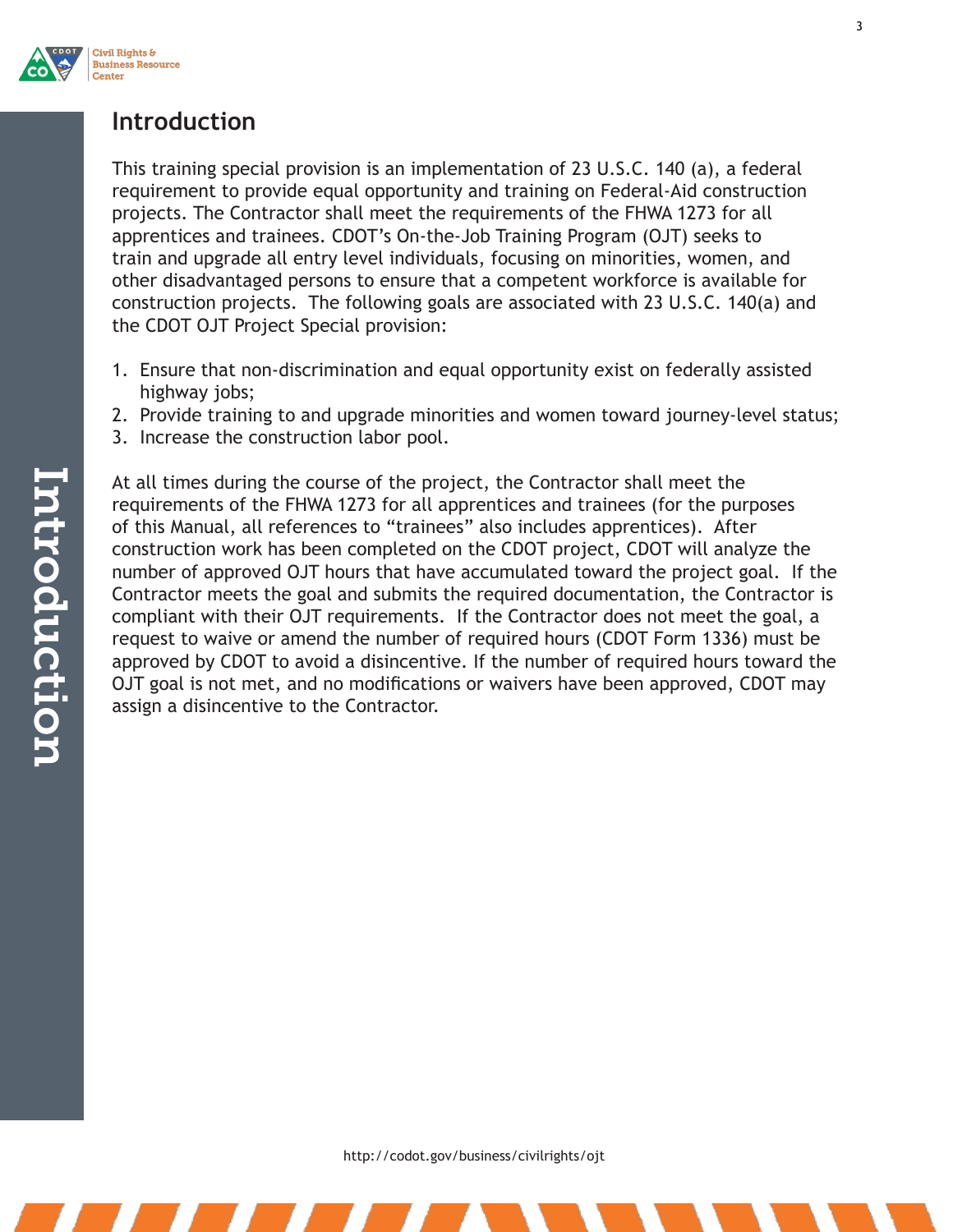# Introduction

This training special provision is an implementation of 23 U.S.C. 140 (a), a federal requirement to provide equal opportunity and training on Federal-Aid construction projects. The Contractor shall meet the requirements of the FHWA 1273 for all apprentices and trainees. CDOT's On-the-Job Training Program (OJT) seeks to train and upgrade all entry level individuals, focusing on minorities, women, and other disadvantaged persons to ensure that a competent workforce is available for construction projects. The following goals are associated with 23 U.S.C. 140(a) and the CDOT OJT Project Special provision:

1. Ensure that non-discrimination and equal opportunity exist on federally assisted highway jobs;
2. Provide training to and upgrade minorities and women toward journey-level status;
3. Increase the construction labor pool.

At all times during the course of the project, the Contractor shall meet the requirements of the FHWA 1273 for all apprentices and trainees (for the purposes of this Manual, all references to "trainees" also includes apprentices). After construction work has been completed on the CDOT project, CDOT will analyze the number of approved OJT hours that have accumulated toward the project goal. If the Contractor meets the goal and submits the required documentation, the Contractor is compliant with their OJT requirements. If the Contractor does not meet the goal, a request to waive or amend the number of required hours (CDOT Form 1336) must be approved by CDOT to avoid a disincentive. If the number of required hours toward the OJT goal is not met, and no modifications or waivers have been approved, CDOT may assign a disincentive to the Contractor.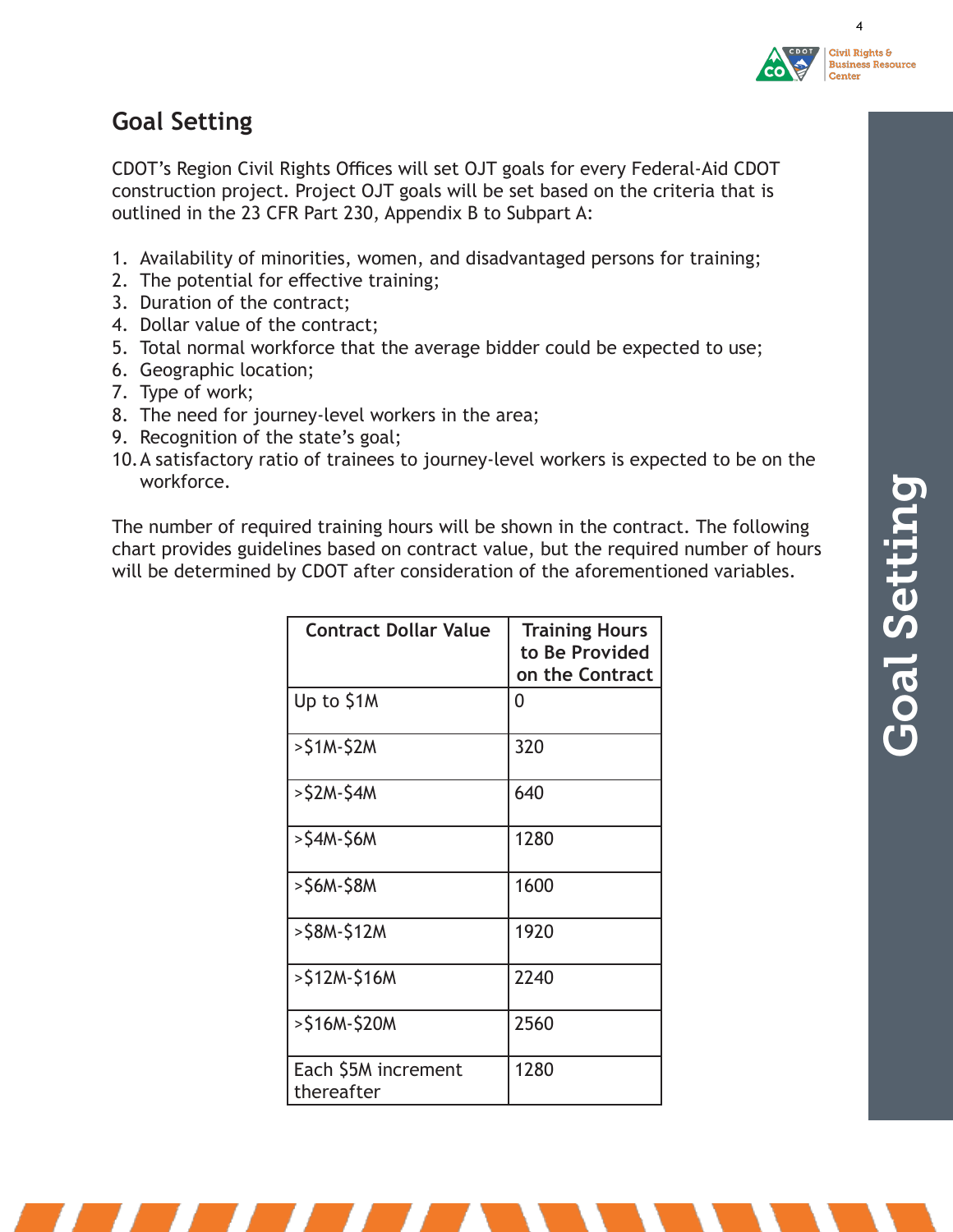## Goal Setting

CDOT's Region Civil Rights Offices will set OJT goals for every Federal-Aid CDOT construction project. Project OJT goals will be set based on the criteria that is outlined in the 23 CFR Part 230, Appendix B to Subpart A:

1. Availability of minorities, women, and disadvantaged persons for training;
2. The potential for effective training;
3. Duration of the contract;
4. Dollar value of the contract;
5. Total normal workforce that the average bidder could be expected to use;
6. Geographic location;
7. Type of work;
8. The need for journey-level workers in the area;
9. Recognition of the state's goal;
10. A satisfactory ratio of trainees to journey-level workers is expected to be on the workforce.

The number of required training hours will be shown in the contract. The following chart provides guidelines based on contract value, but the required number of hours will be determined by CDOT after consideration of the aforementioned variables.

| Contract Dollar Value | Training Hours to Be Provided on the Contract |
|---|---|
| Up to $1M | 0 |
| >$1M-$2M | 320 |
| >$2M-$4M | 640 |
| >$4M-$6M | 1280 |
| >$6M-$8M | 1600 |
| >$8M-$12M | 1920 |
| >$12M-$16M | 2240 |
| >$16M-$20M | 2560 |
| Each $5M increment thereafter | 1280 |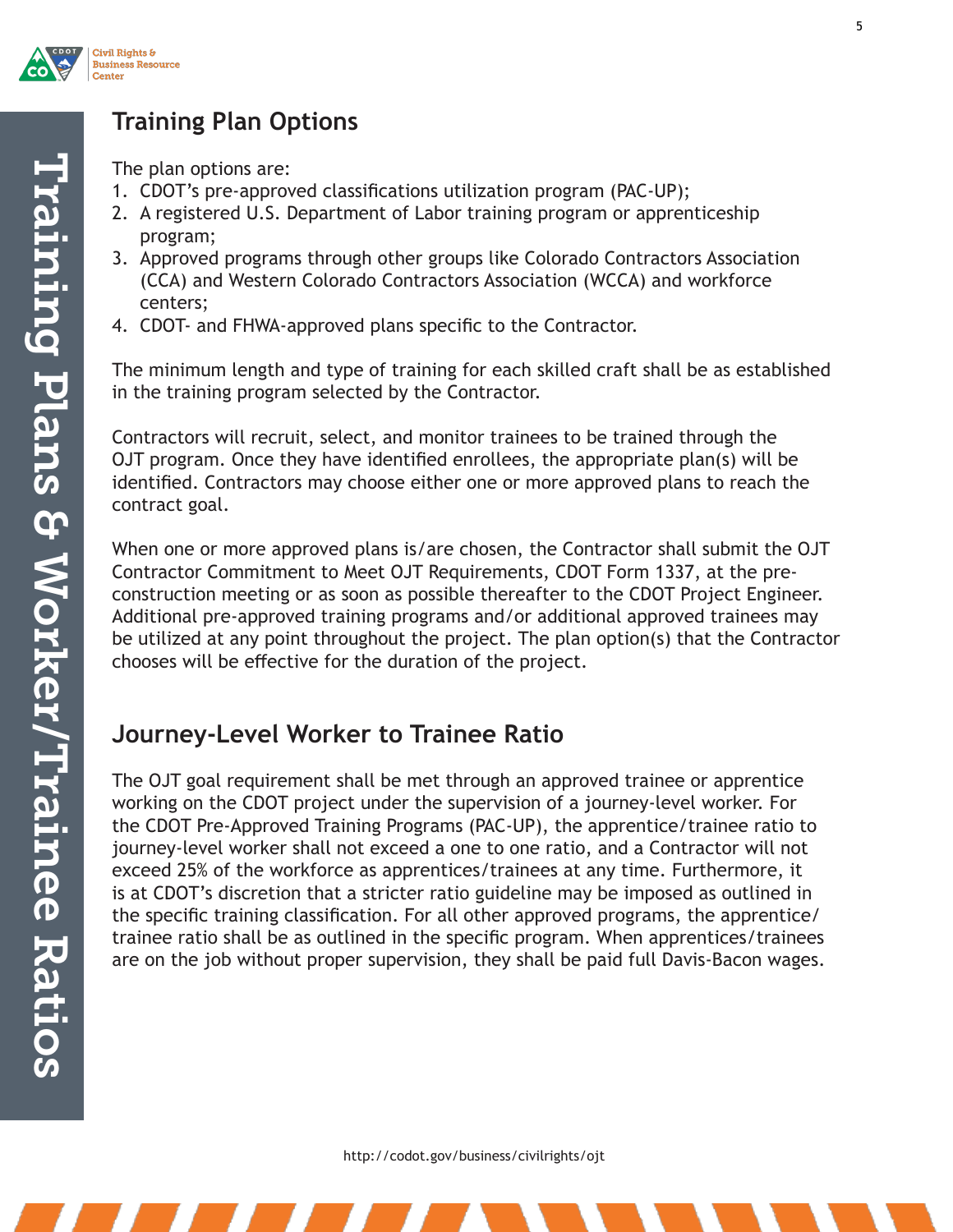## Training Plan Options

The plan options are:

1. CDOT's pre-approved classifications utilization program (PAC-UP);
2. A registered U.S. Department of Labor training program or apprenticeship program;
3. Approved programs through other groups like Colorado Contractors Association (CCA) and Western Colorado Contractors Association (WCCA) and workforce centers;
4. CDOT- and FHWA-approved plans specific to the Contractor.

The minimum length and type of training for each skilled craft shall be as established in the training program selected by the Contractor.

Contractors will recruit, select, and monitor trainees to be trained through the OJT program. Once they have identified enrollees, the appropriate plan(s) will be identified. Contractors may choose either one or more approved plans to reach the contract goal.

When one or more approved plans is/are chosen, the Contractor shall submit the OJT Contractor Commitment to Meet OJT Requirements, CDOT Form 1337, at the pre-construction meeting or as soon as possible thereafter to the CDOT Project Engineer. Additional pre-approved training programs and/or additional approved trainees may be utilized at any point throughout the project. The plan option(s) that the Contractor chooses will be effective for the duration of the project.

## Journey-Level Worker to Trainee Ratio

The OJT goal requirement shall be met through an approved trainee or apprentice working on the CDOT project under the supervision of a journey-level worker. For the CDOT Pre-Approved Training Programs (PAC-UP), the apprentice/trainee ratio to journey-level worker shall not exceed a one to one ratio, and a Contractor will not exceed 25% of the workforce as apprentices/trainees at any time. Furthermore, it is at CDOT's discretion that a stricter ratio guideline may be imposed as outlined in the specific training classification. For all other approved programs, the apprentice/trainee ratio shall be as outlined in the specific program. When apprentices/trainees are on the job without proper supervision, they shall be paid full Davis-Bacon wages.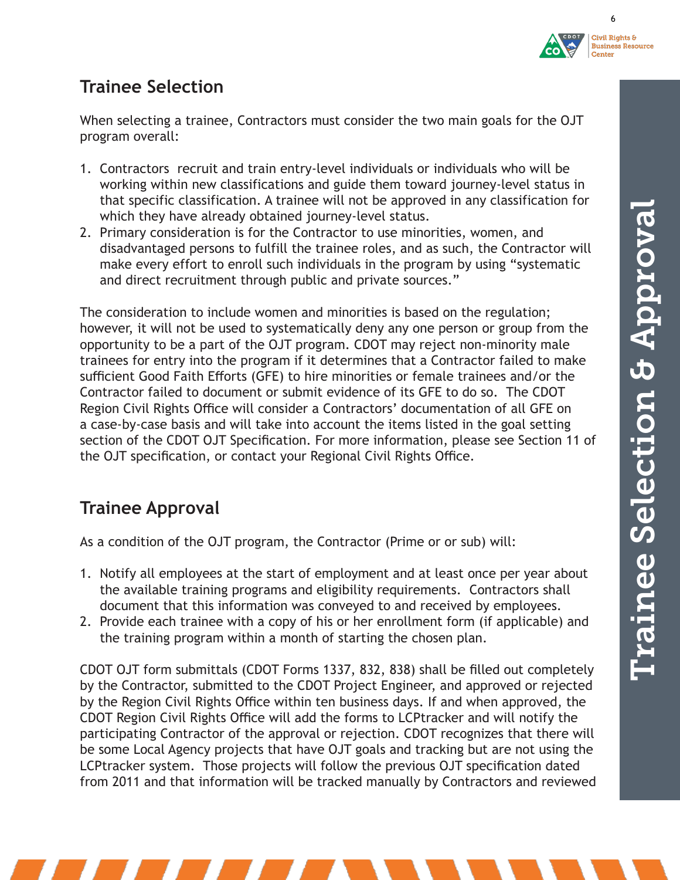## Trainee Selection

When selecting a trainee, Contractors must consider the two main goals for the OJT program overall:

1. Contractors recruit and train entry-level individuals or individuals who will be working within new classifications and guide them toward journey-level status in that specific classification. A trainee will not be approved in any classification for which they have already obtained journey-level status.
2. Primary consideration is for the Contractor to use minorities, women, and disadvantaged persons to fulfill the trainee roles, and as such, the Contractor will make every effort to enroll such individuals in the program by using "systematic and direct recruitment through public and private sources."

The consideration to include women and minorities is based on the regulation; however, it will not be used to systematically deny any one person or group from the opportunity to be a part of the OJT program. CDOT may reject non-minority male trainees for entry into the program if it determines that a Contractor failed to make sufficient Good Faith Efforts (GFE) to hire minorities or female trainees and/or the Contractor failed to document or submit evidence of its GFE to do so. The CDOT Region Civil Rights Office will consider a Contractors' documentation of all GFE on a case-by-case basis and will take into account the items listed in the goal setting section of the CDOT OJT Specification. For more information, please see Section 11 of the OJT specification, or contact your Regional Civil Rights Office.

## Trainee Approval

As a condition of the OJT program, the Contractor (Prime or or sub) will:

1. Notify all employees at the start of employment and at least once per year about the available training programs and eligibility requirements. Contractors shall document that this information was conveyed to and received by employees.
2. Provide each trainee with a copy of his or her enrollment form (if applicable) and the training program within a month of starting the chosen plan.

CDOT OJT form submittals (CDOT Forms 1337, 832, 838) shall be filled out completely by the Contractor, submitted to the CDOT Project Engineer, and approved or rejected by the Region Civil Rights Office within ten business days. If and when approved, the CDOT Region Civil Rights Office will add the forms to LCPtracker and will notify the participating Contractor of the approval or rejection. CDOT recognizes that there will be some Local Agency projects that have OJT goals and tracking but are not using the LCPtracker system. Those projects will follow the previous OJT specification dated from 2011 and that information will be tracked manually by Contractors and reviewed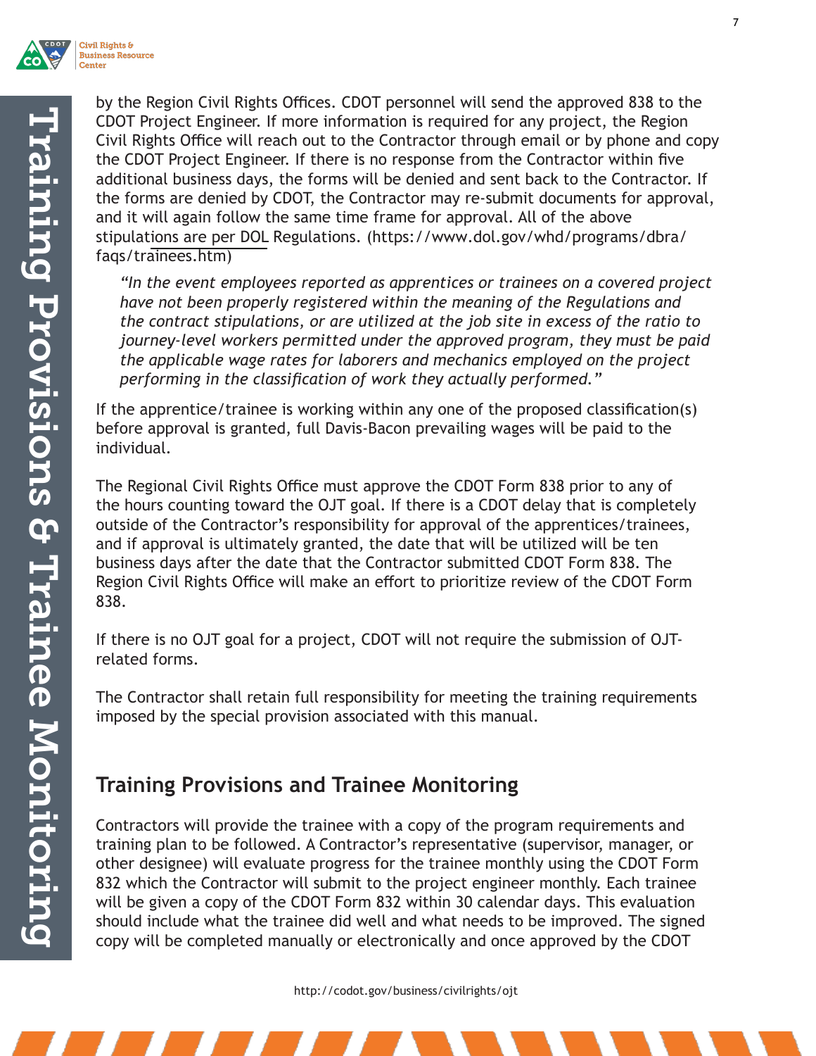by the Region Civil Rights Offices. CDOT personnel will send the approved 838 to the CDOT Project Engineer. If more information is required for any project, the Region Civil Rights Office will reach out to the Contractor through email or by phone and copy the CDOT Project Engineer. If there is no response from the Contractor within five additional business days, the forms will be denied and sent back to the Contractor. If the forms are denied by CDOT, the Contractor may re-submit documents for approval, and it will again follow the same time frame for approval. All of the above stipulations are per DOL Regulations. (https://www.dol.gov/whd/programs/dbra/faqs/trainees.htm)

> *"In the event employees reported as apprentices or trainees on a covered project have not been properly registered within the meaning of the Regulations and the contract stipulations, or are utilized at the job site in excess of the ratio to journey-level workers permitted under the approved program, they must be paid the applicable wage rates for laborers and mechanics employed on the project performing in the classification of work they actually performed."*

If the apprentice/trainee is working within any one of the proposed classification(s) before approval is granted, full Davis-Bacon prevailing wages will be paid to the individual.

The Regional Civil Rights Office must approve the CDOT Form 838 prior to any of the hours counting toward the OJT goal. If there is a CDOT delay that is completely outside of the Contractor's responsibility for approval of the apprentices/trainees, and if approval is ultimately granted, the date that will be utilized will be ten business days after the date that the Contractor submitted CDOT Form 838. The Region Civil Rights Office will make an effort to prioritize review of the CDOT Form 838.

If there is no OJT goal for a project, CDOT will not require the submission of OJT-related forms.

The Contractor shall retain full responsibility for meeting the training requirements imposed by the special provision associated with this manual.

## Training Provisions and Trainee Monitoring

Contractors will provide the trainee with a copy of the program requirements and training plan to be followed. A Contractor's representative (supervisor, manager, or other designee) will evaluate progress for the trainee monthly using the CDOT Form 832 which the Contractor will submit to the project engineer monthly. Each trainee will be given a copy of the CDOT Form 832 within 30 calendar days. This evaluation should include what the trainee did well and what needs to be improved. The signed copy will be completed manually or electronically and once approved by the CDOT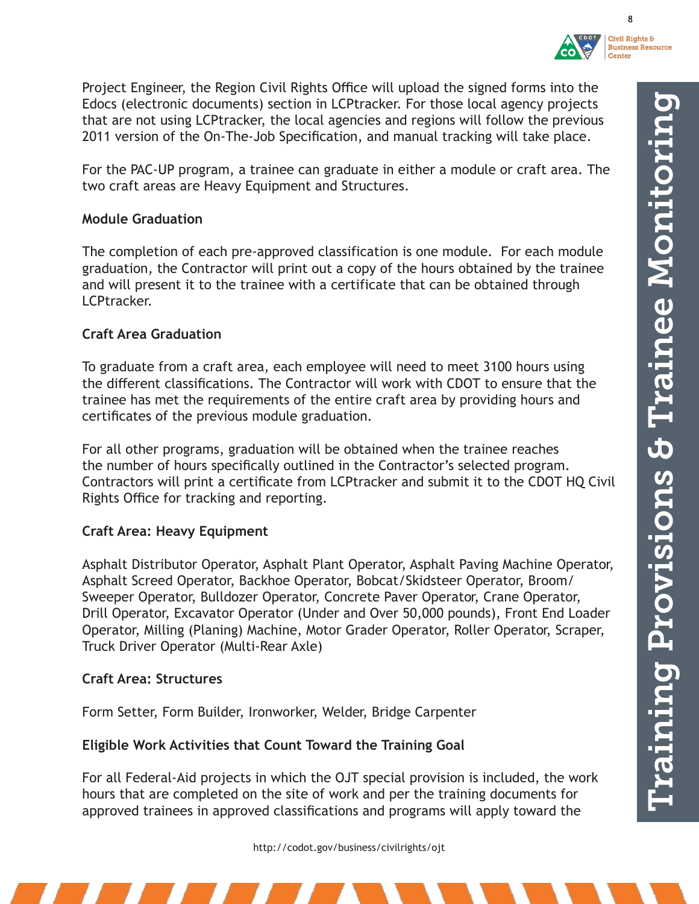Project Engineer, the Region Civil Rights Office will upload the signed forms into the Edocs (electronic documents) section in LCPtracker. For those local agency projects that are not using LCPtracker, the local agencies and regions will follow the previous 2011 version of the On-The-Job Specification, and manual tracking will take place.

For the PAC-UP program, a trainee can graduate in either a module or craft area. The two craft areas are Heavy Equipment and Structures.

**Module Graduation**

The completion of each pre-approved classification is one module. For each module graduation, the Contractor will print out a copy of the hours obtained by the trainee and will present it to the trainee with a certificate that can be obtained through LCPtracker.

**Craft Area Graduation**

To graduate from a craft area, each employee will need to meet 3100 hours using the different classifications. The Contractor will work with CDOT to ensure that the trainee has met the requirements of the entire craft area by providing hours and certificates of the previous module graduation.

For all other programs, graduation will be obtained when the trainee reaches the number of hours specifically outlined in the Contractor's selected program. Contractors will print a certificate from LCPtracker and submit it to the CDOT HQ Civil Rights Office for tracking and reporting.

**Craft Area: Heavy Equipment**

Asphalt Distributor Operator, Asphalt Plant Operator, Asphalt Paving Machine Operator, Asphalt Screed Operator, Backhoe Operator, Bobcat/Skidsteer Operator, Broom/Sweeper Operator, Bulldozer Operator, Concrete Paver Operator, Crane Operator, Drill Operator, Excavator Operator (Under and Over 50,000 pounds), Front End Loader Operator, Milling (Planing) Machine, Motor Grader Operator, Roller Operator, Scraper, Truck Driver Operator (Multi-Rear Axle)

**Craft Area: Structures**

Form Setter, Form Builder, Ironworker, Welder, Bridge Carpenter

**Eligible Work Activities that Count Toward the Training Goal**

For all Federal-Aid projects in which the OJT special provision is included, the work hours that are completed on the site of work and per the training documents for approved trainees in approved classifications and programs will apply toward the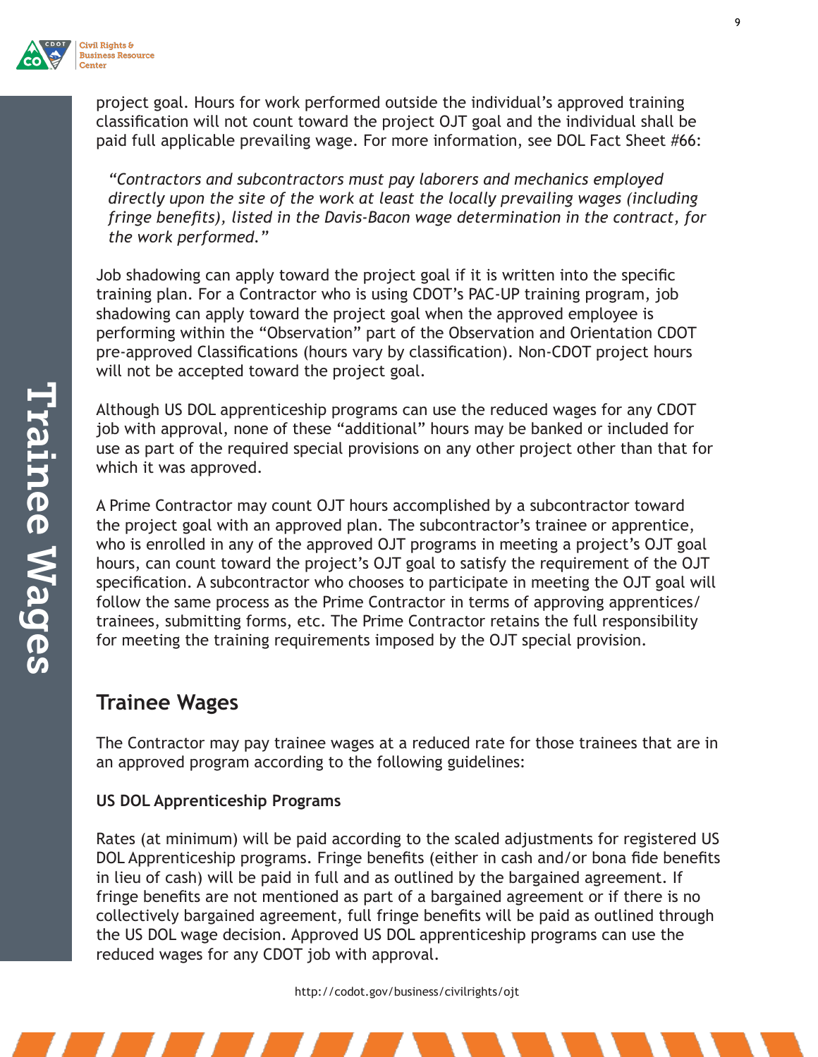project goal. Hours for work performed outside the individual's approved training classification will not count toward the project OJT goal and the individual shall be paid full applicable prevailing wage. For more information, see DOL Fact Sheet #66:

> *"Contractors and subcontractors must pay laborers and mechanics employed directly upon the site of the work at least the locally prevailing wages (including fringe benefits), listed in the Davis-Bacon wage determination in the contract, for the work performed."*

Job shadowing can apply toward the project goal if it is written into the specific training plan. For a Contractor who is using CDOT's PAC-UP training program, job shadowing can apply toward the project goal when the approved employee is performing within the "Observation" part of the Observation and Orientation CDOT pre-approved Classifications (hours vary by classification). Non-CDOT project hours will not be accepted toward the project goal.

Although US DOL apprenticeship programs can use the reduced wages for any CDOT job with approval, none of these "additional" hours may be banked or included for use as part of the required special provisions on any other project other than that for which it was approved.

A Prime Contractor may count OJT hours accomplished by a subcontractor toward the project goal with an approved plan. The subcontractor's trainee or apprentice, who is enrolled in any of the approved OJT programs in meeting a project's OJT goal hours, can count toward the project's OJT goal to satisfy the requirement of the OJT specification. A subcontractor who chooses to participate in meeting the OJT goal will follow the same process as the Prime Contractor in terms of approving apprentices/ trainees, submitting forms, etc. The Prime Contractor retains the full responsibility for meeting the training requirements imposed by the OJT special provision.

## Trainee Wages

The Contractor may pay trainee wages at a reduced rate for those trainees that are in an approved program according to the following guidelines:

### US DOL Apprenticeship Programs

Rates (at minimum) will be paid according to the scaled adjustments for registered US DOL Apprenticeship programs. Fringe benefits (either in cash and/or bona fide benefits in lieu of cash) will be paid in full and as outlined by the bargained agreement. If fringe benefits are not mentioned as part of a bargained agreement or if there is no collectively bargained agreement, full fringe benefits will be paid as outlined through the US DOL wage decision. Approved US DOL apprenticeship programs can use the reduced wages for any CDOT job with approval.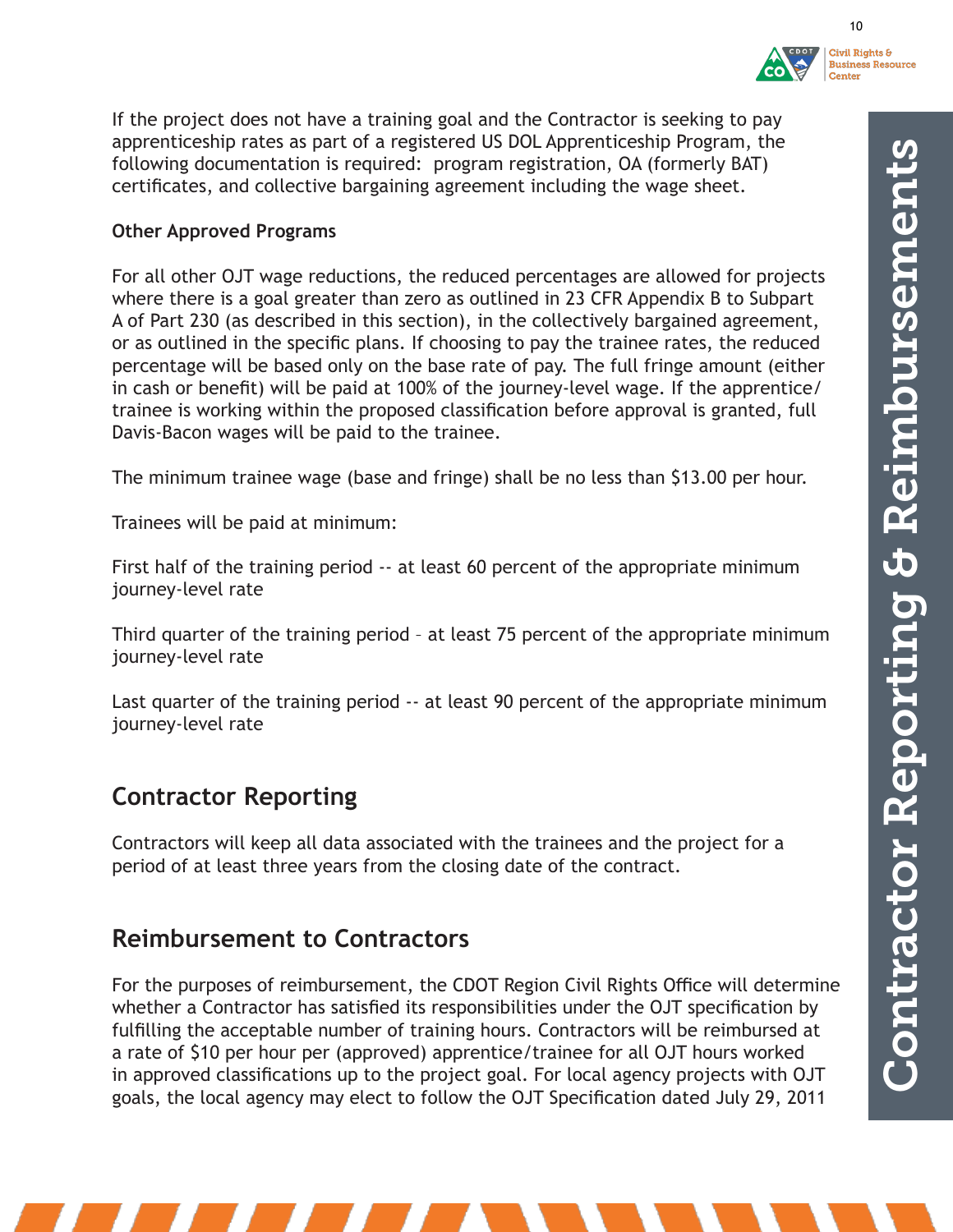If the project does not have a training goal and the Contractor is seeking to pay apprenticeship rates as part of a registered US DOL Apprenticeship Program, the following documentation is required: program registration, OA (formerly BAT) certificates, and collective bargaining agreement including the wage sheet.

**Other Approved Programs**

For all other OJT wage reductions, the reduced percentages are allowed for projects where there is a goal greater than zero as outlined in 23 CFR Appendix B to Subpart A of Part 230 (as described in this section), in the collectively bargained agreement, or as outlined in the specific plans. If choosing to pay the trainee rates, the reduced percentage will be based only on the base rate of pay. The full fringe amount (either in cash or benefit) will be paid at 100% of the journey-level wage. If the apprentice/trainee is working within the proposed classification before approval is granted, full Davis-Bacon wages will be paid to the trainee.

The minimum trainee wage (base and fringe) shall be no less than $13.00 per hour.

Trainees will be paid at minimum:

First half of the training period -- at least 60 percent of the appropriate minimum journey-level rate

Third quarter of the training period – at least 75 percent of the appropriate minimum journey-level rate

Last quarter of the training period -- at least 90 percent of the appropriate minimum journey-level rate

## Contractor Reporting

Contractors will keep all data associated with the trainees and the project for a period of at least three years from the closing date of the contract.

## Reimbursement to Contractors

For the purposes of reimbursement, the CDOT Region Civil Rights Office will determine whether a Contractor has satisfied its responsibilities under the OJT specification by fulfilling the acceptable number of training hours. Contractors will be reimbursed at a rate of $10 per hour per (approved) apprentice/trainee for all OJT hours worked in approved classifications up to the project goal. For local agency projects with OJT goals, the local agency may elect to follow the OJT Specification dated July 29, 2011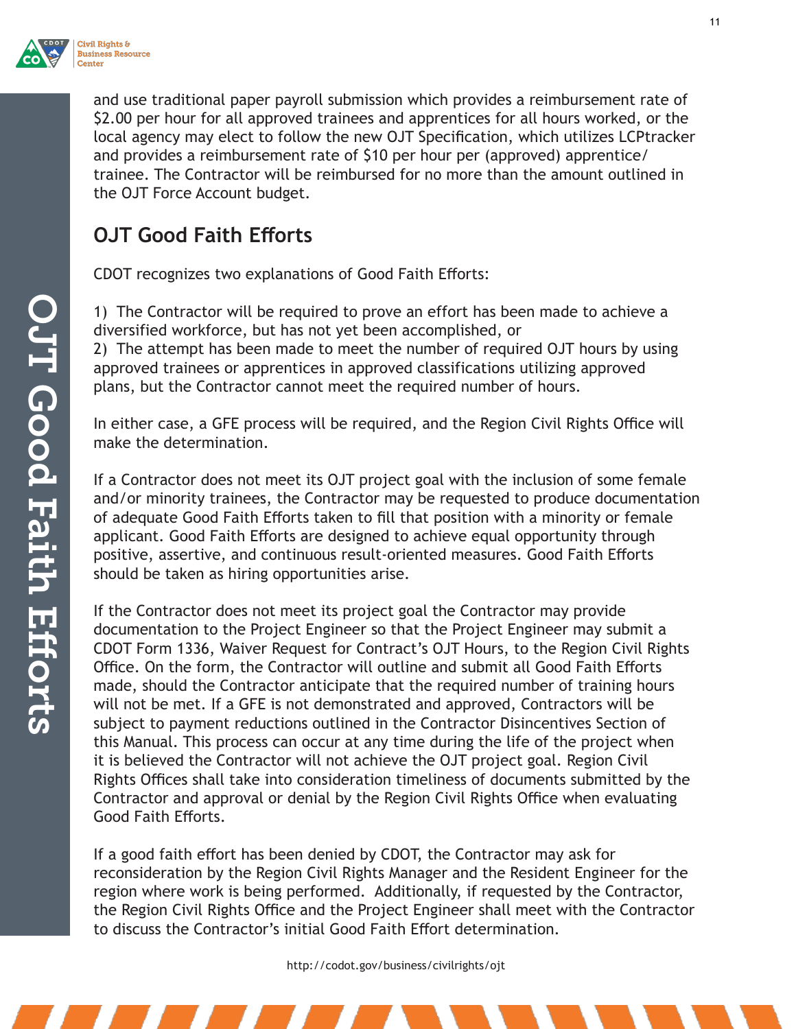and use traditional paper payroll submission which provides a reimbursement rate of $2.00 per hour for all approved trainees and apprentices for all hours worked, or the local agency may elect to follow the new OJT Specification, which utilizes LCPtracker and provides a reimbursement rate of $10 per hour per (approved) apprentice/trainee. The Contractor will be reimbursed for no more than the amount outlined in the OJT Force Account budget.

## OJT Good Faith Efforts

CDOT recognizes two explanations of Good Faith Efforts:

1) The Contractor will be required to prove an effort has been made to achieve a diversified workforce, but has not yet been accomplished, or
2) The attempt has been made to meet the number of required OJT hours by using approved trainees or apprentices in approved classifications utilizing approved plans, but the Contractor cannot meet the required number of hours.

In either case, a GFE process will be required, and the Region Civil Rights Office will make the determination.

If a Contractor does not meet its OJT project goal with the inclusion of some female and/or minority trainees, the Contractor may be requested to produce documentation of adequate Good Faith Efforts taken to fill that position with a minority or female applicant. Good Faith Efforts are designed to achieve equal opportunity through positive, assertive, and continuous result-oriented measures. Good Faith Efforts should be taken as hiring opportunities arise.

If the Contractor does not meet its project goal the Contractor may provide documentation to the Project Engineer so that the Project Engineer may submit a CDOT Form 1336, Waiver Request for Contract's OJT Hours, to the Region Civil Rights Office. On the form, the Contractor will outline and submit all Good Faith Efforts made, should the Contractor anticipate that the required number of training hours will not be met. If a GFE is not demonstrated and approved, Contractors will be subject to payment reductions outlined in the Contractor Disincentives Section of this Manual. This process can occur at any time during the life of the project when it is believed the Contractor will not achieve the OJT project goal. Region Civil Rights Offices shall take into consideration timeliness of documents submitted by the Contractor and approval or denial by the Region Civil Rights Office when evaluating Good Faith Efforts.

If a good faith effort has been denied by CDOT, the Contractor may ask for reconsideration by the Region Civil Rights Manager and the Resident Engineer for the region where work is being performed. Additionally, if requested by the Contractor, the Region Civil Rights Office and the Project Engineer shall meet with the Contractor to discuss the Contractor's initial Good Faith Effort determination.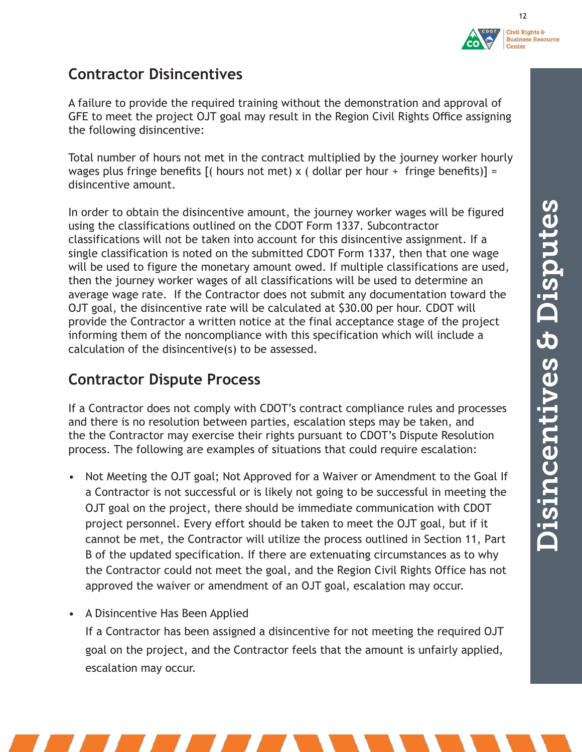## Contractor Disincentives

A failure to provide the required training without the demonstration and approval of GFE to meet the project OJT goal may result in the Region Civil Rights Office assigning the following disincentive:

Total number of hours not met in the contract multiplied by the journey worker hourly wages plus fringe benefits [( hours not met) x ( dollar per hour + fringe benefits)] = disincentive amount.

In order to obtain the disincentive amount, the journey worker wages will be figured using the classifications outlined on the CDOT Form 1337. Subcontractor classifications will not be taken into account for this disincentive assignment. If a single classification is noted on the submitted CDOT Form 1337, then that one wage will be used to figure the monetary amount owed. If multiple classifications are used, then the journey worker wages of all classifications will be used to determine an average wage rate. If the Contractor does not submit any documentation toward the OJT goal, the disincentive rate will be calculated at $30.00 per hour. CDOT will provide the Contractor a written notice at the final acceptance stage of the project informing them of the noncompliance with this specification which will include a calculation of the disincentive(s) to be assessed.

## Contractor Dispute Process

If a Contractor does not comply with CDOT's contract compliance rules and processes and there is no resolution between parties, escalation steps may be taken, and the the Contractor may exercise their rights pursuant to CDOT's Dispute Resolution process. The following are examples of situations that could require escalation:

- Not Meeting the OJT goal; Not Approved for a Waiver or Amendment to the Goal If a Contractor is not successful or is likely not going to be successful in meeting the OJT goal on the project, there should be immediate communication with CDOT project personnel. Every effort should be taken to meet the OJT goal, but if it cannot be met, the Contractor will utilize the process outlined in Section 11, Part B of the updated specification. If there are extenuating circumstances as to why the Contractor could not meet the goal, and the Region Civil Rights Office has not approved the waiver or amendment of an OJT goal, escalation may occur.
- A Disincentive Has Been Applied
  If a Contractor has been assigned a disincentive for not meeting the required OJT goal on the project, and the Contractor feels that the amount is unfairly applied, escalation may occur.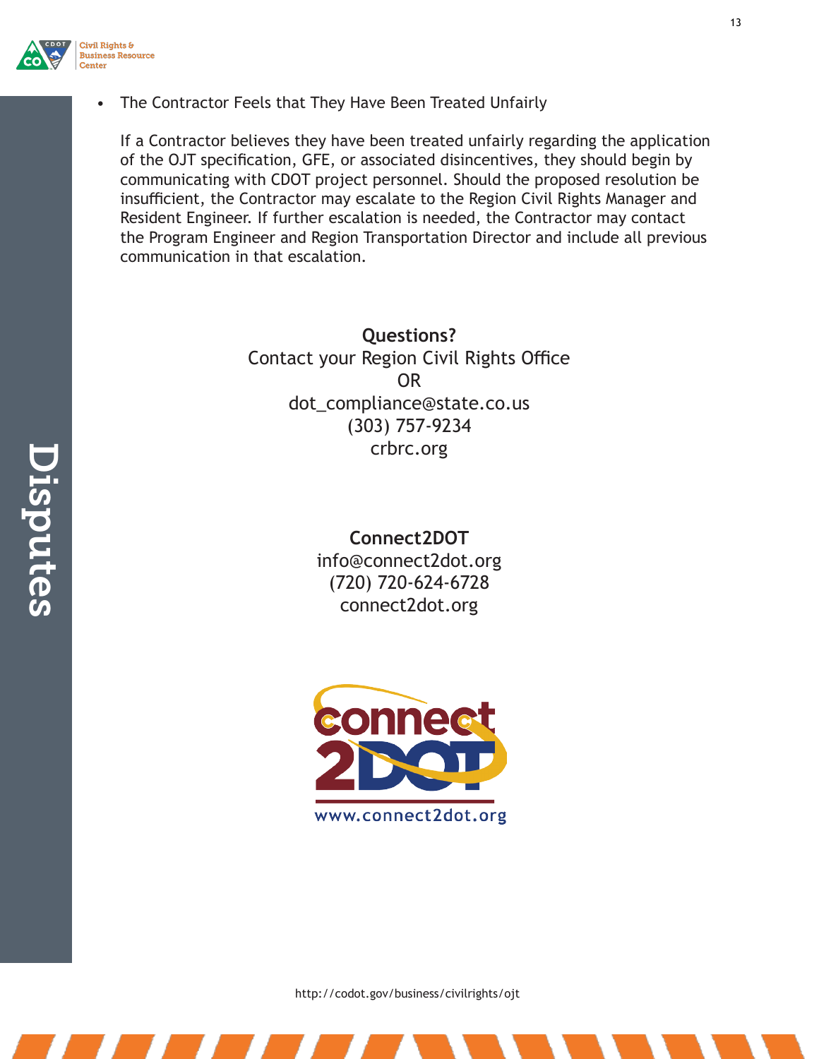- The Contractor Feels that They Have Been Treated Unfairly

  If a Contractor believes they have been treated unfairly regarding the application of the OJT specification, GFE, or associated disincentives, they should begin by communicating with CDOT project personnel. Should the proposed resolution be insufficient, the Contractor may escalate to the Region Civil Rights Manager and Resident Engineer. If further escalation is needed, the Contractor may contact the Program Engineer and Region Transportation Director and include all previous communication in that escalation.

**Questions?**
Contact your Region Civil Rights Office
OR
dot_compliance@state.co.us
(303) 757-9234
crbrc.org

**Connect2DOT**
info@connect2dot.org
(720) 720-624-6728
connect2dot.org

www.connect2dot.org